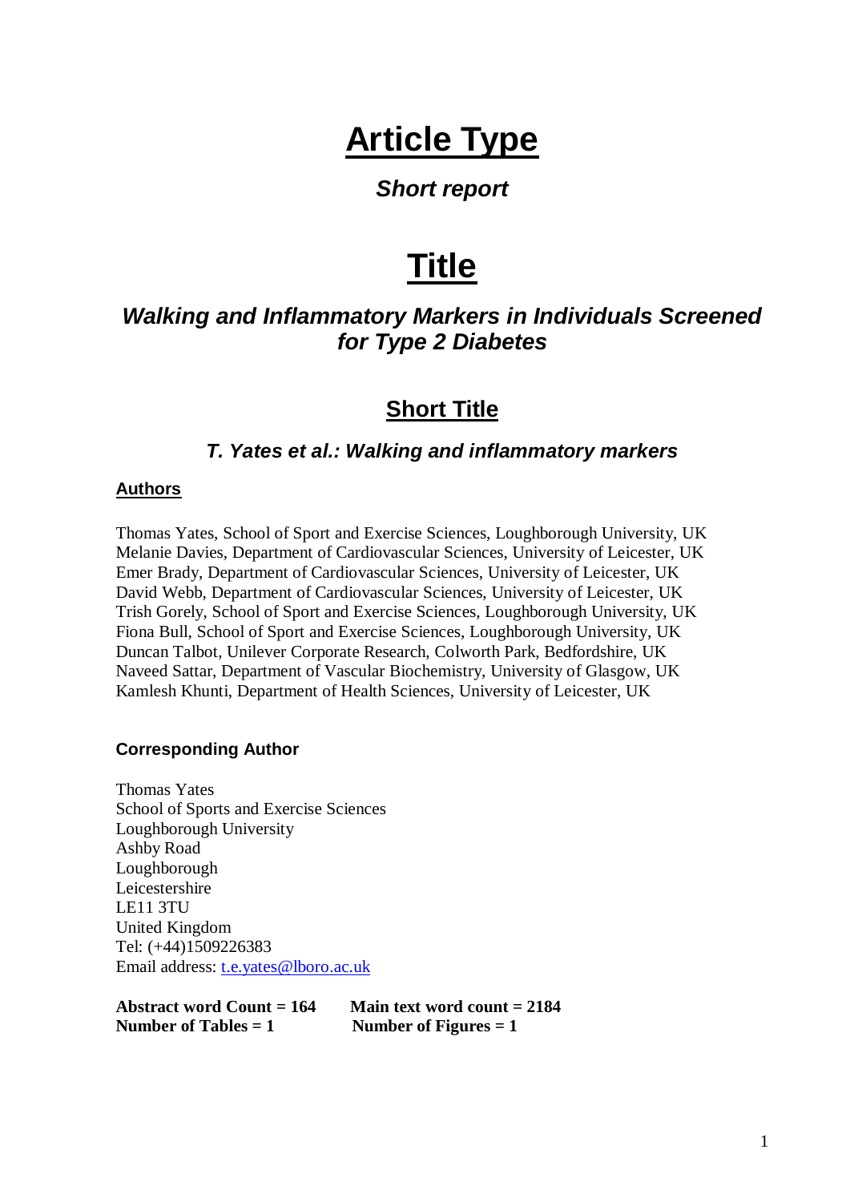# Article Type

***Short report***

# Title

## *Walking and Inflammatory Markers in Individuals Screened for Type 2 Diabetes*

## Short Title

### *T. Yates et al.: Walking and inflammatory markers*

**Authors**

Thomas Yates, School of Sport and Exercise Sciences, Loughborough University, UK
Melanie Davies, Department of Cardiovascular Sciences, University of Leicester, UK
Emer Brady, Department of Cardiovascular Sciences, University of Leicester, UK
David Webb, Department of Cardiovascular Sciences, University of Leicester, UK
Trish Gorely, School of Sport and Exercise Sciences, Loughborough University, UK
Fiona Bull, School of Sport and Exercise Sciences, Loughborough University, UK
Duncan Talbot, Unilever Corporate Research, Colworth Park, Bedfordshire, UK
Naveed Sattar, Department of Vascular Biochemistry, University of Glasgow, UK
Kamlesh Khunti, Department of Health Sciences, University of Leicester, UK

**Corresponding Author**

Thomas Yates
School of Sports and Exercise Sciences
Loughborough University
Ashby Road
Loughborough
Leicestershire
LE11 3TU
United Kingdom
Tel: (+44)1509226383
Email address: t.e.yates@lboro.ac.uk

**Abstract word Count = 164** **Main text word count = 2184**
**Number of Tables = 1** **Number of Figures = 1**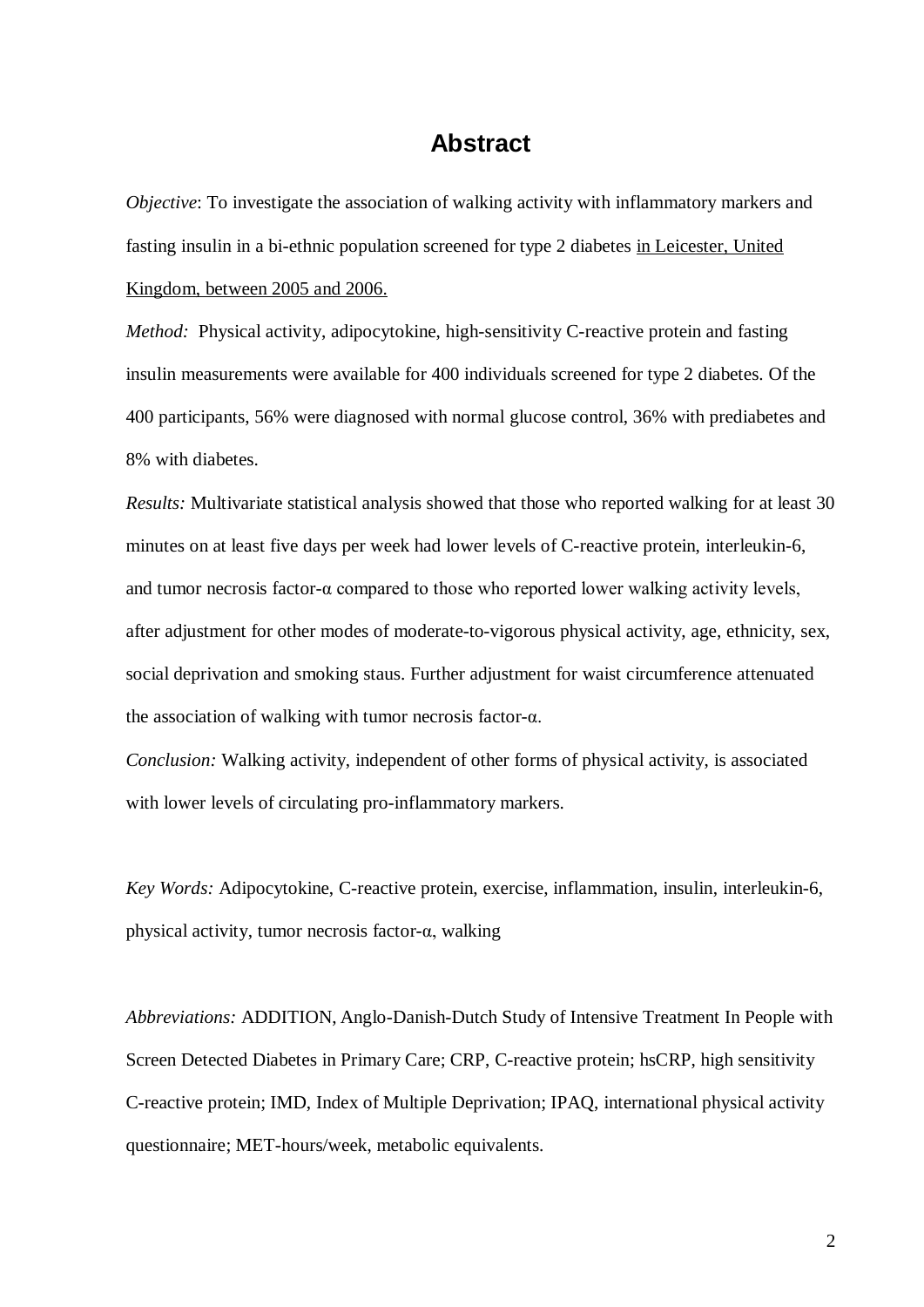# Abstract

*Objective*: To investigate the association of walking activity with inflammatory markers and fasting insulin in a bi-ethnic population screened for type 2 diabetes in Leicester, United Kingdom, between 2005 and 2006.

*Method:* Physical activity, adipocytokine, high-sensitivity C-reactive protein and fasting insulin measurements were available for 400 individuals screened for type 2 diabetes. Of the 400 participants, 56% were diagnosed with normal glucose control, 36% with prediabetes and 8% with diabetes.

*Results:* Multivariate statistical analysis showed that those who reported walking for at least 30 minutes on at least five days per week had lower levels of C-reactive protein, interleukin-6, and tumor necrosis factor-α compared to those who reported lower walking activity levels, after adjustment for other modes of moderate-to-vigorous physical activity, age, ethnicity, sex, social deprivation and smoking staus. Further adjustment for waist circumference attenuated the association of walking with tumor necrosis factor-α.

*Conclusion:* Walking activity, independent of other forms of physical activity, is associated with lower levels of circulating pro-inflammatory markers.

*Key Words:* Adipocytokine, C-reactive protein, exercise, inflammation, insulin, interleukin-6, physical activity, tumor necrosis factor-α, walking

*Abbreviations:* ADDITION, Anglo-Danish-Dutch Study of Intensive Treatment In People with Screen Detected Diabetes in Primary Care; CRP, C-reactive protein; hsCRP, high sensitivity C-reactive protein; IMD, Index of Multiple Deprivation; IPAQ, international physical activity questionnaire; MET-hours/week, metabolic equivalents.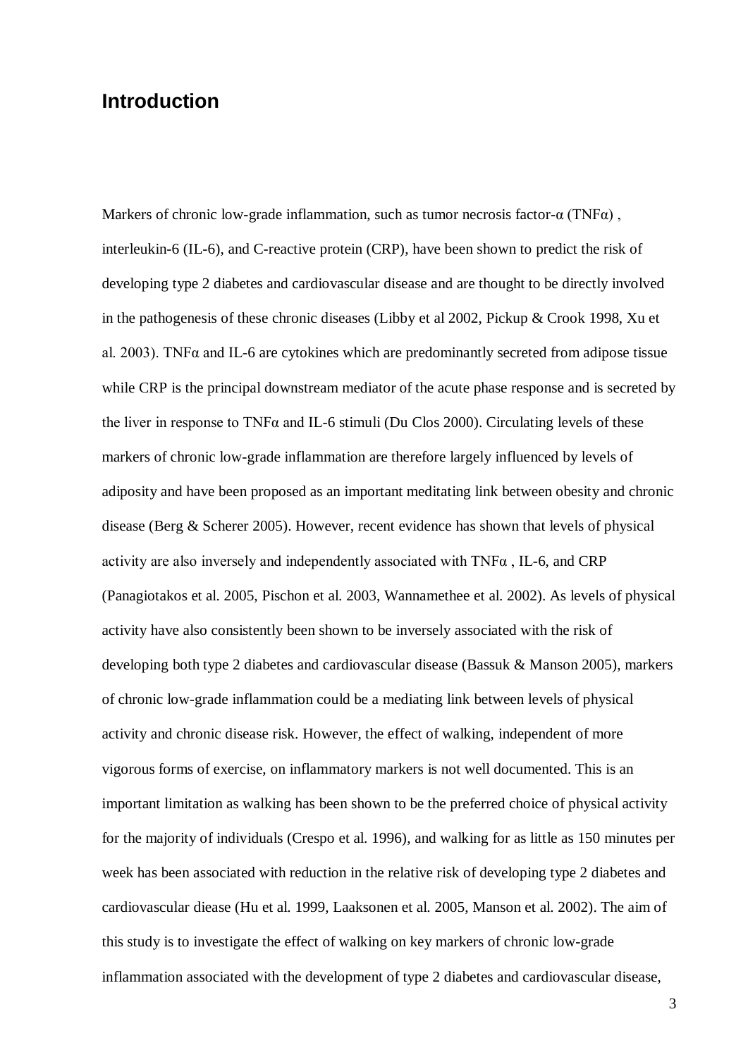## Introduction

Markers of chronic low-grade inflammation, such as tumor necrosis factor-α (TNFα) , interleukin-6 (IL-6), and C-reactive protein (CRP), have been shown to predict the risk of developing type 2 diabetes and cardiovascular disease and are thought to be directly involved in the pathogenesis of these chronic diseases (Libby et al 2002, Pickup & Crook 1998, Xu et al. 2003). TNFα and IL-6 are cytokines which are predominantly secreted from adipose tissue while CRP is the principal downstream mediator of the acute phase response and is secreted by the liver in response to TNFα and IL-6 stimuli (Du Clos 2000). Circulating levels of these markers of chronic low-grade inflammation are therefore largely influenced by levels of adiposity and have been proposed as an important meditating link between obesity and chronic disease (Berg & Scherer 2005). However, recent evidence has shown that levels of physical activity are also inversely and independently associated with TNFα , IL-6, and CRP (Panagiotakos et al. 2005, Pischon et al. 2003, Wannamethee et al. 2002). As levels of physical activity have also consistently been shown to be inversely associated with the risk of developing both type 2 diabetes and cardiovascular disease (Bassuk & Manson 2005), markers of chronic low-grade inflammation could be a mediating link between levels of physical activity and chronic disease risk. However, the effect of walking, independent of more vigorous forms of exercise, on inflammatory markers is not well documented. This is an important limitation as walking has been shown to be the preferred choice of physical activity for the majority of individuals (Crespo et al. 1996), and walking for as little as 150 minutes per week has been associated with reduction in the relative risk of developing type 2 diabetes and cardiovascular diease (Hu et al. 1999, Laaksonen et al. 2005, Manson et al. 2002). The aim of this study is to investigate the effect of walking on key markers of chronic low-grade inflammation associated with the development of type 2 diabetes and cardiovascular disease,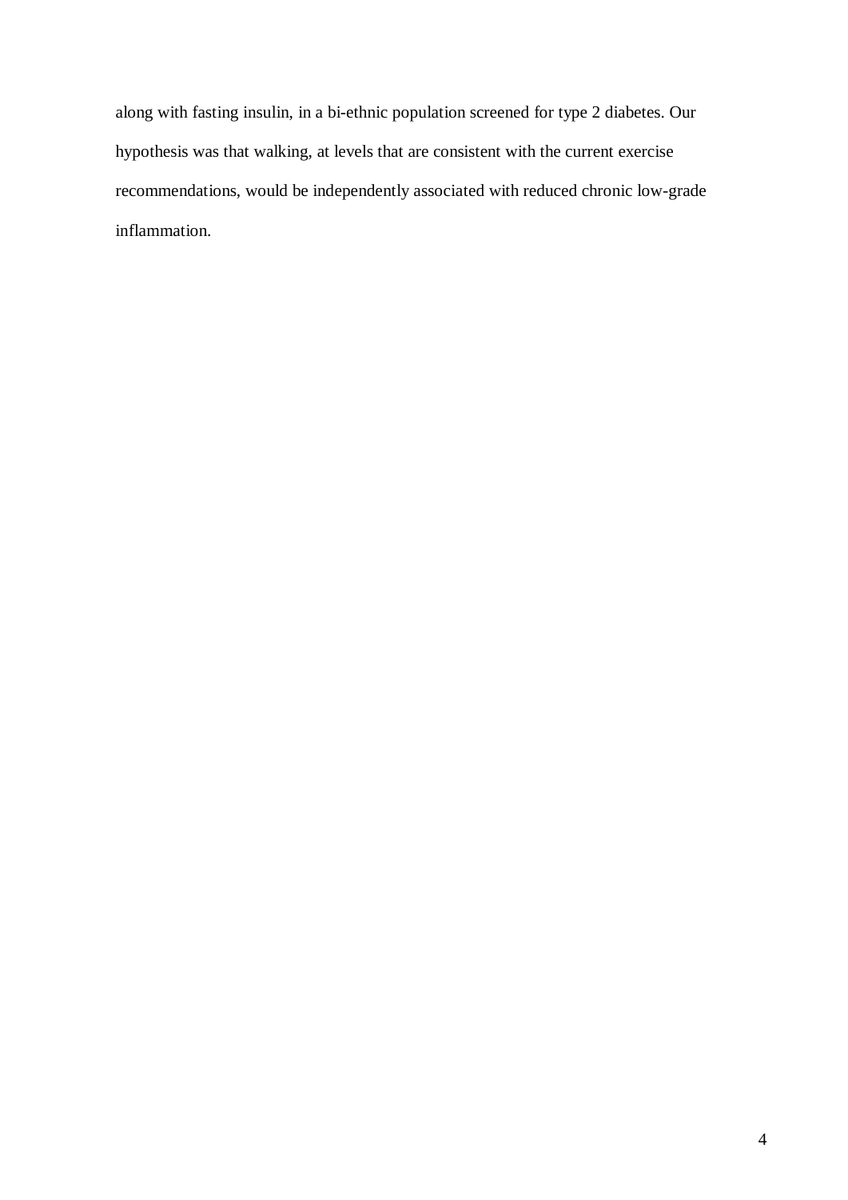along with fasting insulin, in a bi-ethnic population screened for type 2 diabetes. Our hypothesis was that walking, at levels that are consistent with the current exercise recommendations, would be independently associated with reduced chronic low-grade inflammation.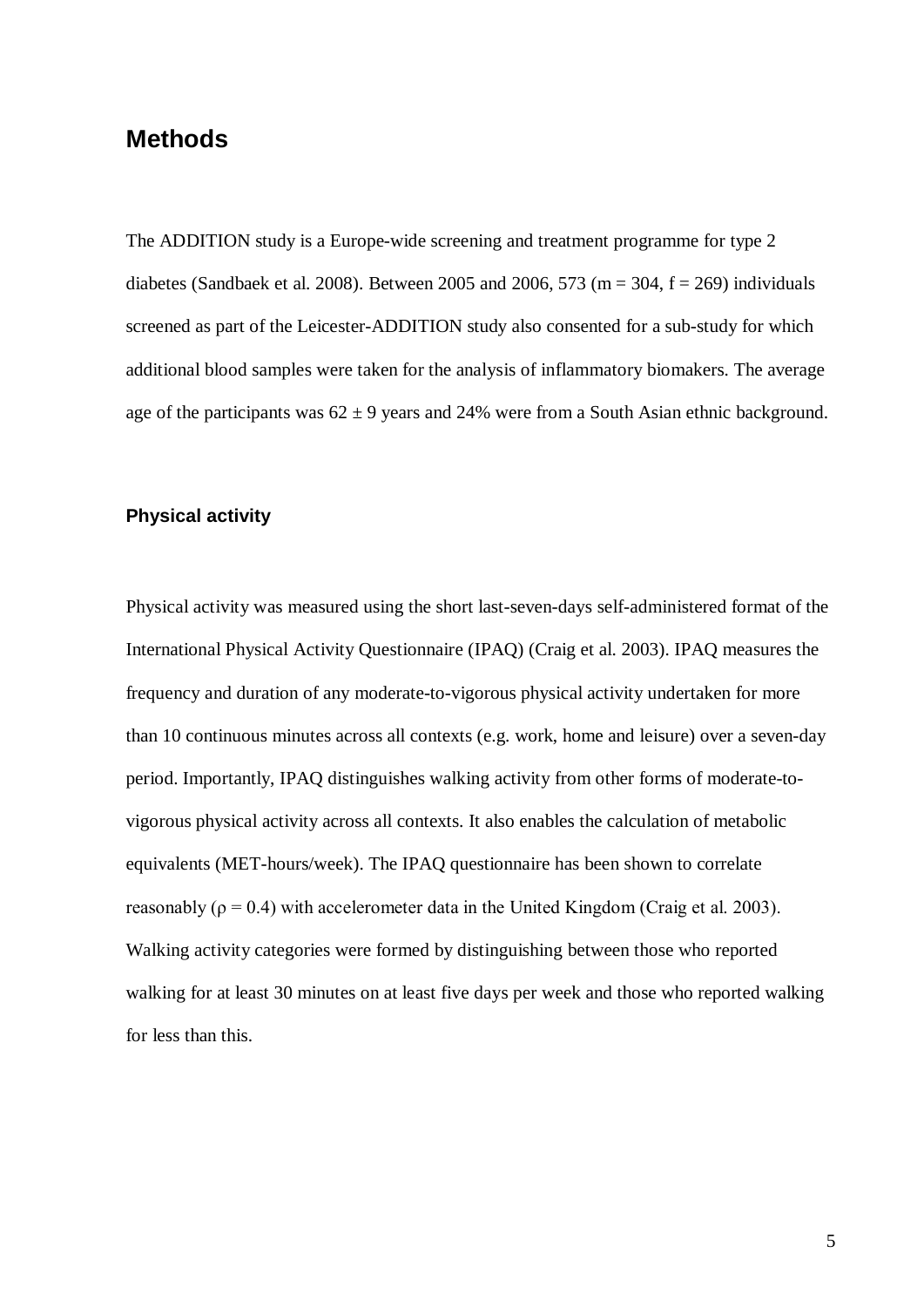## Methods

The ADDITION study is a Europe-wide screening and treatment programme for type 2 diabetes (Sandbaek et al. 2008). Between 2005 and 2006, 573 (m = 304, f = 269) individuals screened as part of the Leicester-ADDITION study also consented for a sub-study for which additional blood samples were taken for the analysis of inflammatory biomakers. The average age of the participants was $62 \pm 9$ years and 24% were from a South Asian ethnic background.

### Physical activity

Physical activity was measured using the short last-seven-days self-administered format of the International Physical Activity Questionnaire (IPAQ) (Craig et al. 2003). IPAQ measures the frequency and duration of any moderate-to-vigorous physical activity undertaken for more than 10 continuous minutes across all contexts (e.g. work, home and leisure) over a seven-day period. Importantly, IPAQ distinguishes walking activity from other forms of moderate-to-vigorous physical activity across all contexts. It also enables the calculation of metabolic equivalents (MET-hours/week). The IPAQ questionnaire has been shown to correlate reasonably ($\rho = 0.4$) with accelerometer data in the United Kingdom (Craig et al. 2003). Walking activity categories were formed by distinguishing between those who reported walking for at least 30 minutes on at least five days per week and those who reported walking for less than this.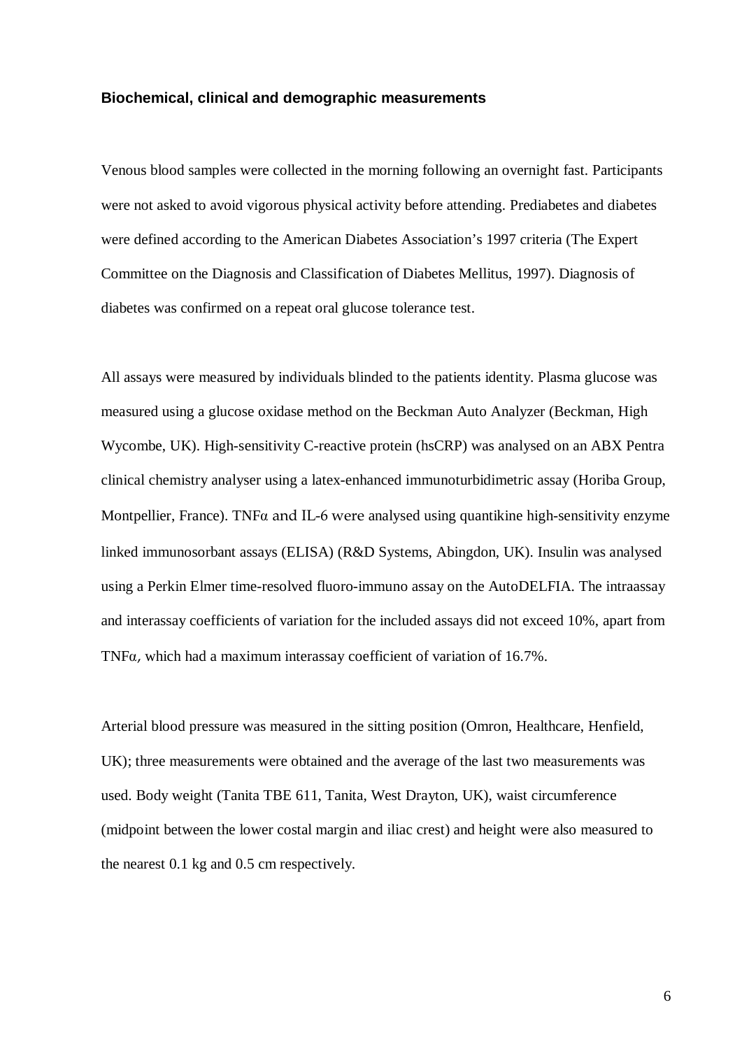### Biochemical, clinical and demographic measurements

Venous blood samples were collected in the morning following an overnight fast. Participants were not asked to avoid vigorous physical activity before attending. Prediabetes and diabetes were defined according to the American Diabetes Association's 1997 criteria (The Expert Committee on the Diagnosis and Classification of Diabetes Mellitus, 1997). Diagnosis of diabetes was confirmed on a repeat oral glucose tolerance test.

All assays were measured by individuals blinded to the patients identity. Plasma glucose was measured using a glucose oxidase method on the Beckman Auto Analyzer (Beckman, High Wycombe, UK). High-sensitivity C-reactive protein (hsCRP) was analysed on an ABX Pentra clinical chemistry analyser using a latex-enhanced immunoturbidimetric assay (Horiba Group, Montpellier, France). TNFα and IL-6 were analysed using quantikine high-sensitivity enzyme linked immunosorbant assays (ELISA) (R&D Systems, Abingdon, UK). Insulin was analysed using a Perkin Elmer time-resolved fluoro-immuno assay on the AutoDELFIA. The intraassay and interassay coefficients of variation for the included assays did not exceed 10%, apart from TNFα, which had a maximum interassay coefficient of variation of 16.7%.

Arterial blood pressure was measured in the sitting position (Omron, Healthcare, Henfield, UK); three measurements were obtained and the average of the last two measurements was used. Body weight (Tanita TBE 611, Tanita, West Drayton, UK), waist circumference (midpoint between the lower costal margin and iliac crest) and height were also measured to the nearest 0.1 kg and 0.5 cm respectively.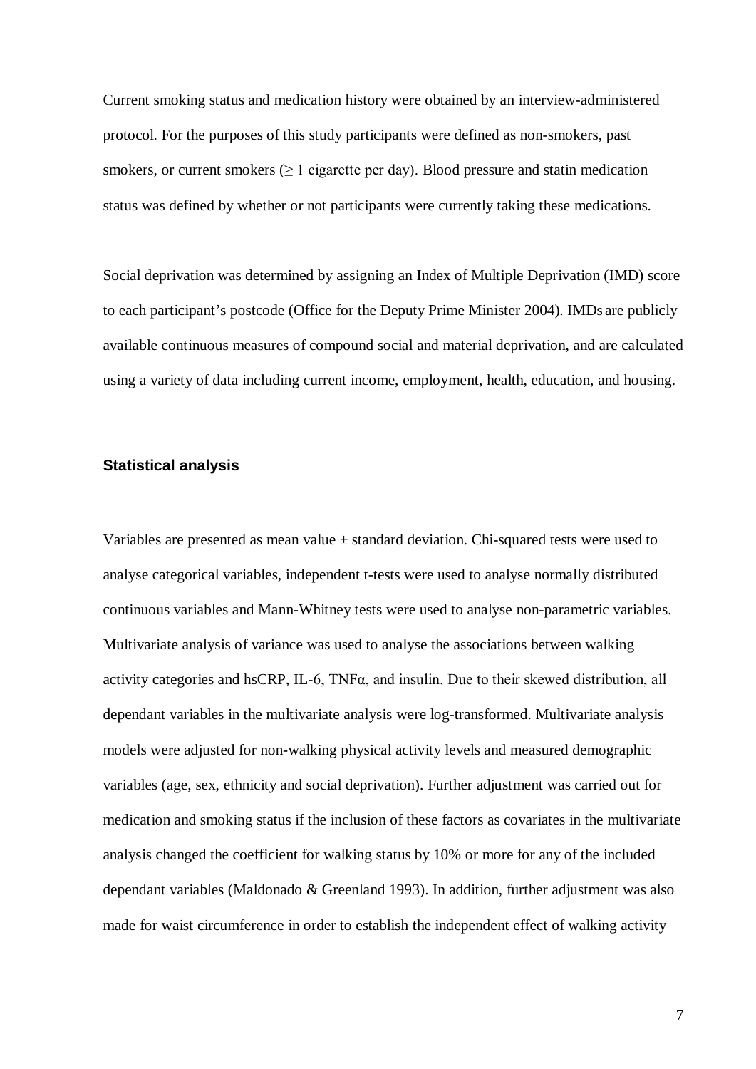Current smoking status and medication history were obtained by an interview-administered protocol. For the purposes of this study participants were defined as non-smokers, past smokers, or current smokers ($\geq$ 1 cigarette per day). Blood pressure and statin medication status was defined by whether or not participants were currently taking these medications.

Social deprivation was determined by assigning an Index of Multiple Deprivation (IMD) score to each participant's postcode (Office for the Deputy Prime Minister 2004). IMDs are publicly available continuous measures of compound social and material deprivation, and are calculated using a variety of data including current income, employment, health, education, and housing.

### Statistical analysis

Variables are presented as mean value ± standard deviation. Chi-squared tests were used to analyse categorical variables, independent t-tests were used to analyse normally distributed continuous variables and Mann-Whitney tests were used to analyse non-parametric variables. Multivariate analysis of variance was used to analyse the associations between walking activity categories and hsCRP, IL-6, TNF$\alpha$, and insulin. Due to their skewed distribution, all dependant variables in the multivariate analysis were log-transformed. Multivariate analysis models were adjusted for non-walking physical activity levels and measured demographic variables (age, sex, ethnicity and social deprivation). Further adjustment was carried out for medication and smoking status if the inclusion of these factors as covariates in the multivariate analysis changed the coefficient for walking status by 10% or more for any of the included dependant variables (Maldonado & Greenland 1993). In addition, further adjustment was also made for waist circumference in order to establish the independent effect of walking activity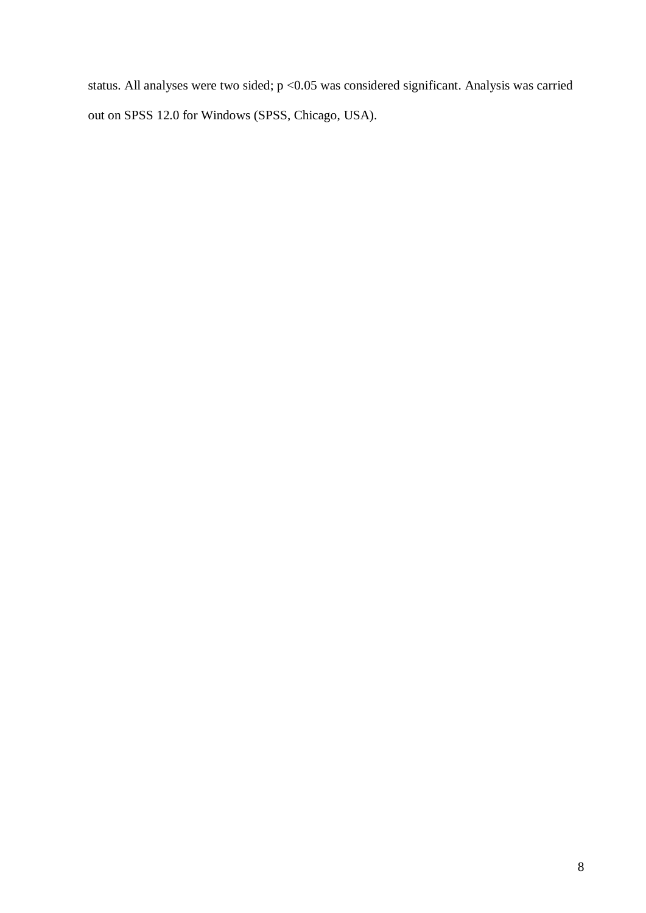status. All analyses were two sided; $p < 0.05$ was considered significant. Analysis was carried out on SPSS 12.0 for Windows (SPSS, Chicago, USA).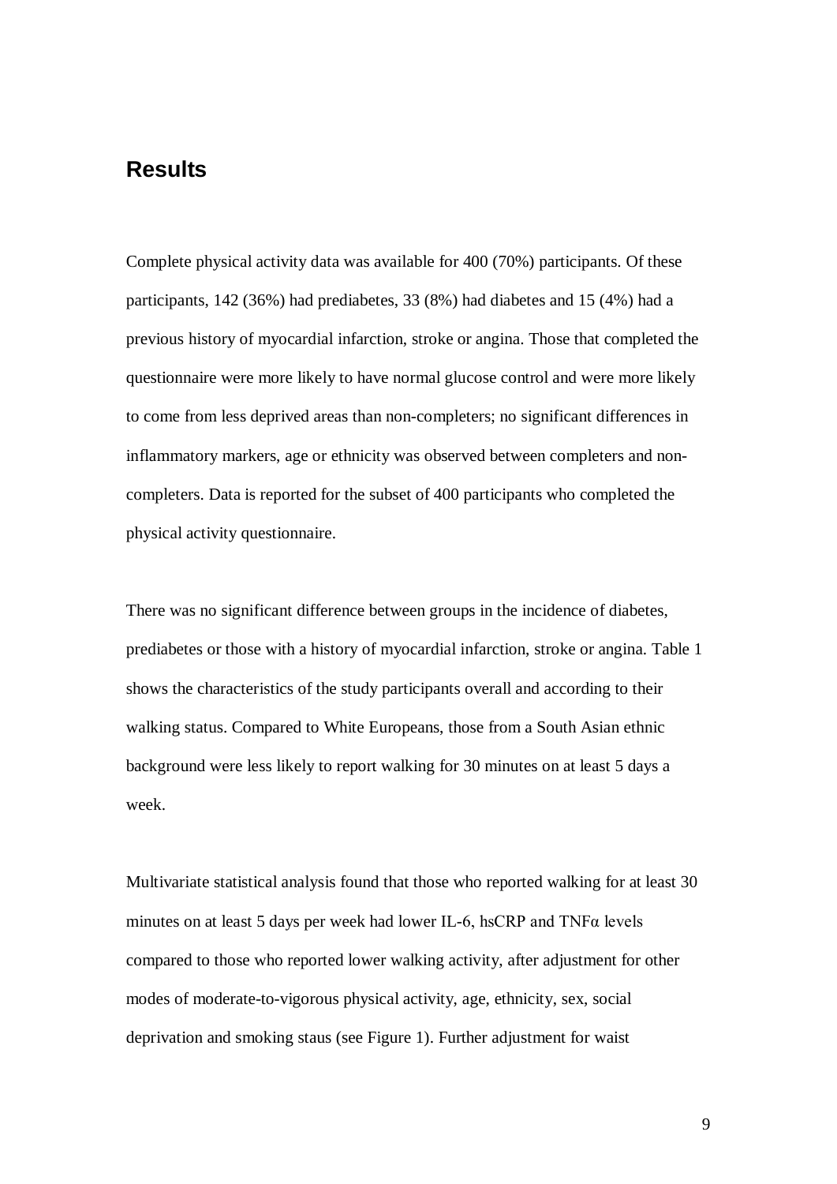## Results

Complete physical activity data was available for 400 (70%) participants. Of these participants, 142 (36%) had prediabetes, 33 (8%) had diabetes and 15 (4%) had a previous history of myocardial infarction, stroke or angina. Those that completed the questionnaire were more likely to have normal glucose control and were more likely to come from less deprived areas than non-completers; no significant differences in inflammatory markers, age or ethnicity was observed between completers and non-completers. Data is reported for the subset of 400 participants who completed the physical activity questionnaire.

There was no significant difference between groups in the incidence of diabetes, prediabetes or those with a history of myocardial infarction, stroke or angina. Table 1 shows the characteristics of the study participants overall and according to their walking status. Compared to White Europeans, those from a South Asian ethnic background were less likely to report walking for 30 minutes on at least 5 days a week.

Multivariate statistical analysis found that those who reported walking for at least 30 minutes on at least 5 days per week had lower IL-6, hsCRP and TNFα levels compared to those who reported lower walking activity, after adjustment for other modes of moderate-to-vigorous physical activity, age, ethnicity, sex, social deprivation and smoking staus (see Figure 1). Further adjustment for waist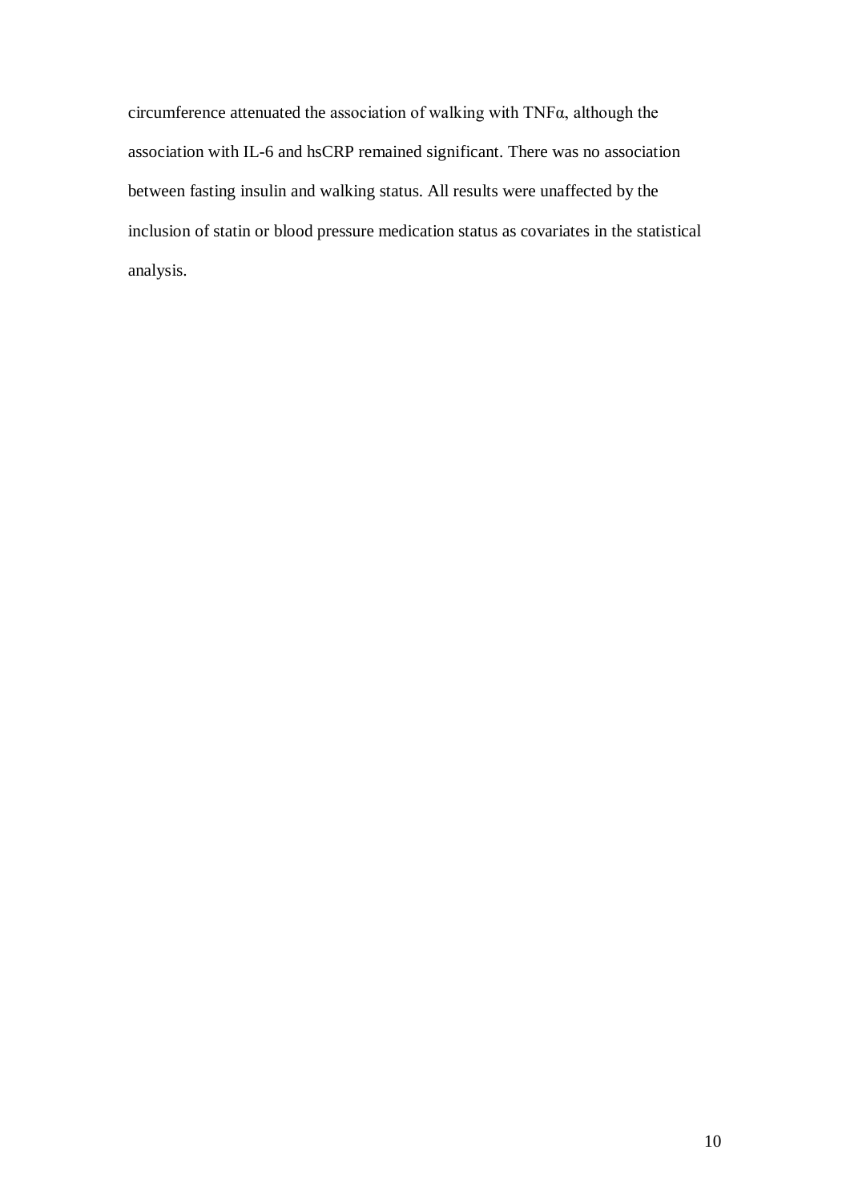circumference attenuated the association of walking with TNFα, although the association with IL-6 and hsCRP remained significant. There was no association between fasting insulin and walking status. All results were unaffected by the inclusion of statin or blood pressure medication status as covariates in the statistical analysis.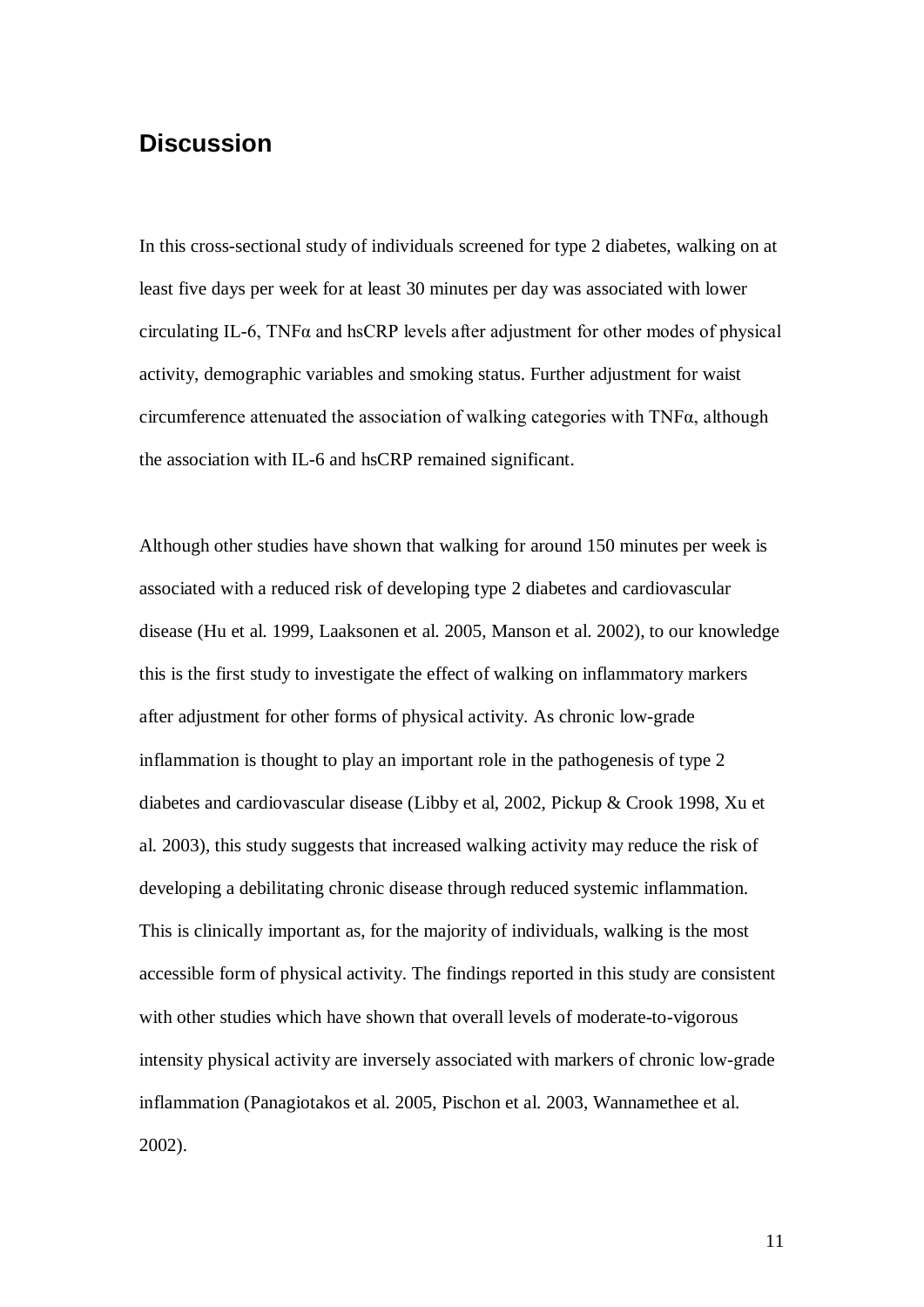## Discussion

In this cross-sectional study of individuals screened for type 2 diabetes, walking on at least five days per week for at least 30 minutes per day was associated with lower circulating IL-6, TNFα and hsCRP levels after adjustment for other modes of physical activity, demographic variables and smoking status. Further adjustment for waist circumference attenuated the association of walking categories with TNFα, although the association with IL-6 and hsCRP remained significant.

Although other studies have shown that walking for around 150 minutes per week is associated with a reduced risk of developing type 2 diabetes and cardiovascular disease (Hu et al. 1999, Laaksonen et al. 2005, Manson et al. 2002), to our knowledge this is the first study to investigate the effect of walking on inflammatory markers after adjustment for other forms of physical activity. As chronic low-grade inflammation is thought to play an important role in the pathogenesis of type 2 diabetes and cardiovascular disease (Libby et al, 2002, Pickup & Crook 1998, Xu et al. 2003), this study suggests that increased walking activity may reduce the risk of developing a debilitating chronic disease through reduced systemic inflammation. This is clinically important as, for the majority of individuals, walking is the most accessible form of physical activity. The findings reported in this study are consistent with other studies which have shown that overall levels of moderate-to-vigorous intensity physical activity are inversely associated with markers of chronic low-grade inflammation (Panagiotakos et al. 2005, Pischon et al. 2003, Wannamethee et al. 2002).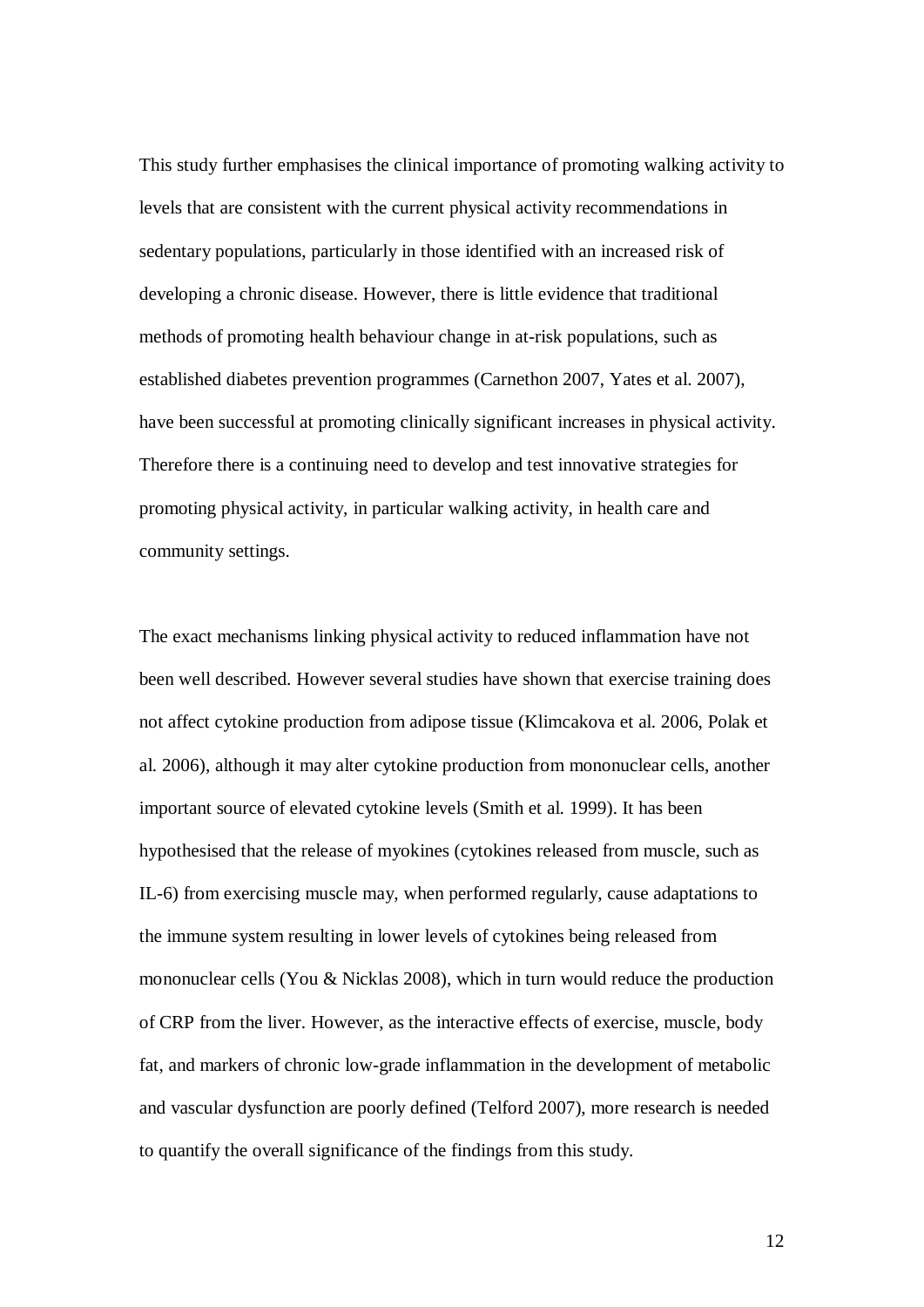This study further emphasises the clinical importance of promoting walking activity to levels that are consistent with the current physical activity recommendations in sedentary populations, particularly in those identified with an increased risk of developing a chronic disease. However, there is little evidence that traditional methods of promoting health behaviour change in at-risk populations, such as established diabetes prevention programmes (Carnethon 2007, Yates et al. 2007), have been successful at promoting clinically significant increases in physical activity. Therefore there is a continuing need to develop and test innovative strategies for promoting physical activity, in particular walking activity, in health care and community settings.

The exact mechanisms linking physical activity to reduced inflammation have not been well described. However several studies have shown that exercise training does not affect cytokine production from adipose tissue (Klimcakova et al. 2006, Polak et al. 2006), although it may alter cytokine production from mononuclear cells, another important source of elevated cytokine levels (Smith et al. 1999). It has been hypothesised that the release of myokines (cytokines released from muscle, such as IL-6) from exercising muscle may, when performed regularly, cause adaptations to the immune system resulting in lower levels of cytokines being released from mononuclear cells (You & Nicklas 2008), which in turn would reduce the production of CRP from the liver. However, as the interactive effects of exercise, muscle, body fat, and markers of chronic low-grade inflammation in the development of metabolic and vascular dysfunction are poorly defined (Telford 2007), more research is needed to quantify the overall significance of the findings from this study.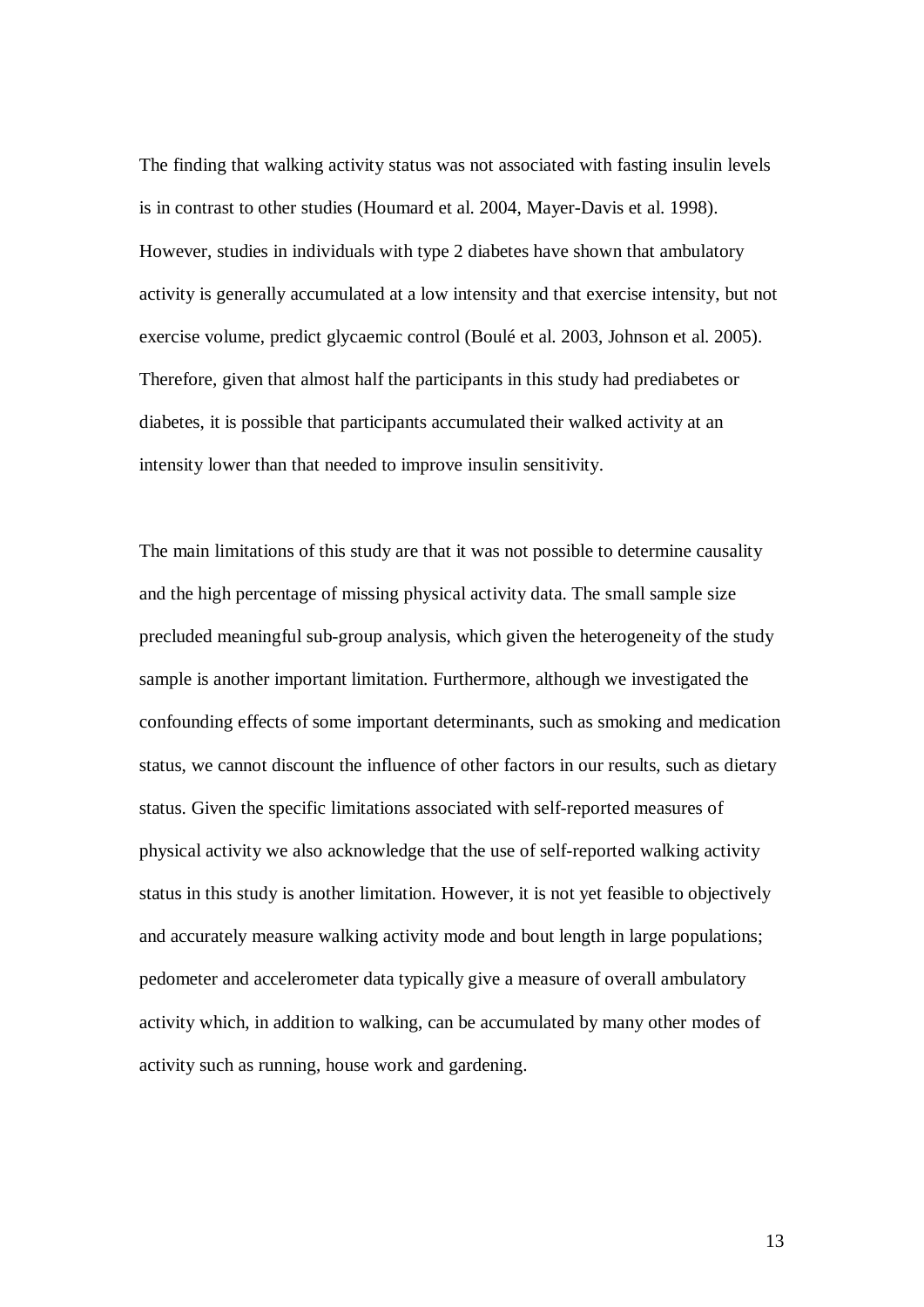The finding that walking activity status was not associated with fasting insulin levels is in contrast to other studies (Houmard et al. 2004, Mayer-Davis et al. 1998). However, studies in individuals with type 2 diabetes have shown that ambulatory activity is generally accumulated at a low intensity and that exercise intensity, but not exercise volume, predict glycaemic control (Boulé et al. 2003, Johnson et al. 2005). Therefore, given that almost half the participants in this study had prediabetes or diabetes, it is possible that participants accumulated their walked activity at an intensity lower than that needed to improve insulin sensitivity.

The main limitations of this study are that it was not possible to determine causality and the high percentage of missing physical activity data. The small sample size precluded meaningful sub-group analysis, which given the heterogeneity of the study sample is another important limitation. Furthermore, although we investigated the confounding effects of some important determinants, such as smoking and medication status, we cannot discount the influence of other factors in our results, such as dietary status. Given the specific limitations associated with self-reported measures of physical activity we also acknowledge that the use of self-reported walking activity status in this study is another limitation. However, it is not yet feasible to objectively and accurately measure walking activity mode and bout length in large populations; pedometer and accelerometer data typically give a measure of overall ambulatory activity which, in addition to walking, can be accumulated by many other modes of activity such as running, house work and gardening.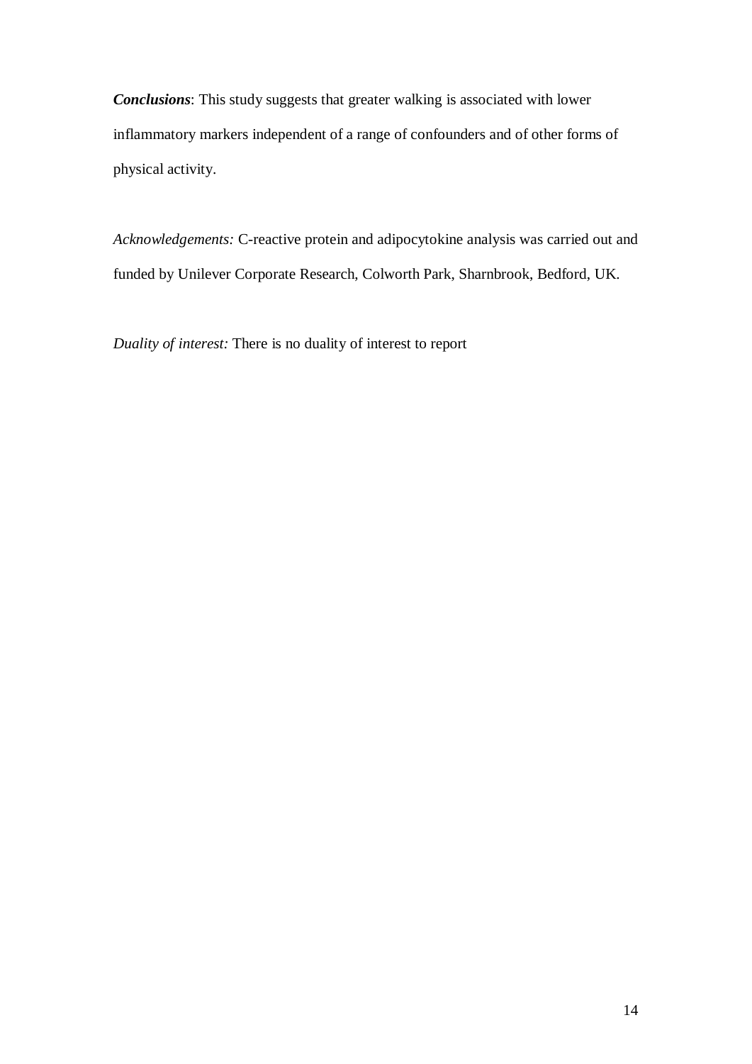***Conclusions***: This study suggests that greater walking is associated with lower inflammatory markers independent of a range of confounders and of other forms of physical activity.

*Acknowledgements:* C-reactive protein and adipocytokine analysis was carried out and funded by Unilever Corporate Research, Colworth Park, Sharnbrook, Bedford, UK.

*Duality of interest:* There is no duality of interest to report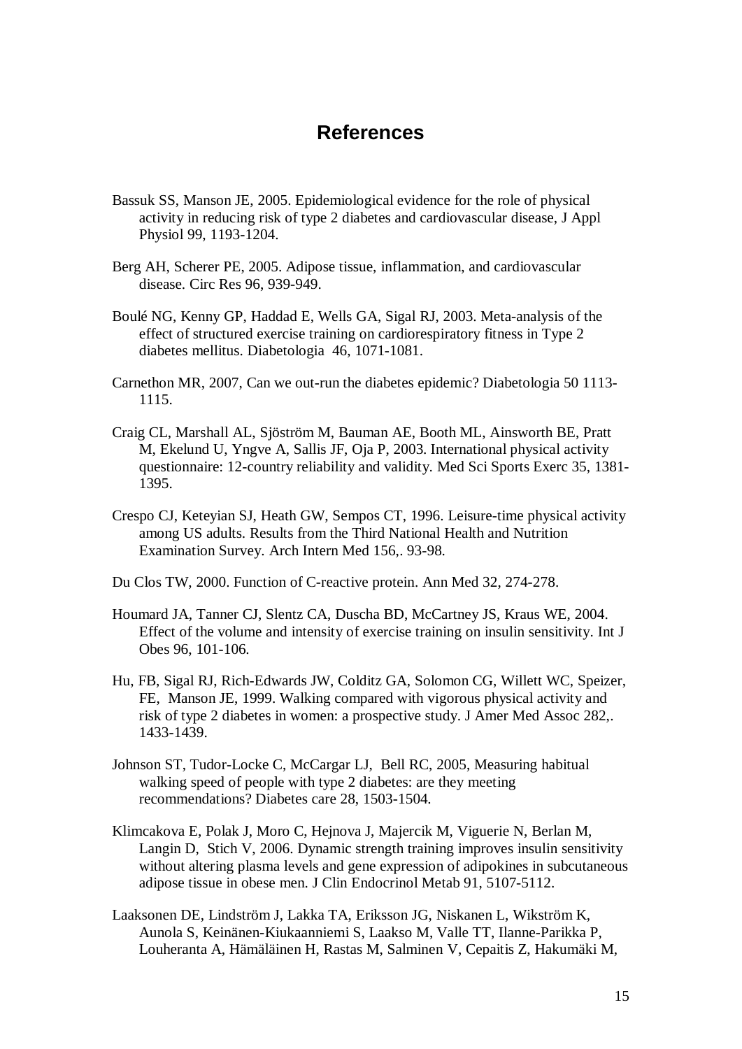# References

Bassuk SS, Manson JE, 2005. Epidemiological evidence for the role of physical activity in reducing risk of type 2 diabetes and cardiovascular disease, J Appl Physiol 99, 1193-1204.

Berg AH, Scherer PE, 2005. Adipose tissue, inflammation, and cardiovascular disease. Circ Res 96, 939-949.

Boulé NG, Kenny GP, Haddad E, Wells GA, Sigal RJ, 2003. Meta-analysis of the effect of structured exercise training on cardiorespiratory fitness in Type 2 diabetes mellitus. Diabetologia 46, 1071-1081.

Carnethon MR, 2007, Can we out-run the diabetes epidemic? Diabetologia 50 1113-1115.

Craig CL, Marshall AL, Sjöström M, Bauman AE, Booth ML, Ainsworth BE, Pratt M, Ekelund U, Yngve A, Sallis JF, Oja P, 2003. International physical activity questionnaire: 12-country reliability and validity. Med Sci Sports Exerc 35, 1381-1395.

Crespo CJ, Keteyian SJ, Heath GW, Sempos CT, 1996. Leisure-time physical activity among US adults. Results from the Third National Health and Nutrition Examination Survey. Arch Intern Med 156,. 93-98.

Du Clos TW, 2000. Function of C-reactive protein. Ann Med 32, 274-278.

Houmard JA, Tanner CJ, Slentz CA, Duscha BD, McCartney JS, Kraus WE, 2004. Effect of the volume and intensity of exercise training on insulin sensitivity. Int J Obes 96, 101-106.

Hu, FB, Sigal RJ, Rich-Edwards JW, Colditz GA, Solomon CG, Willett WC, Speizer, FE, Manson JE, 1999. Walking compared with vigorous physical activity and risk of type 2 diabetes in women: a prospective study. J Amer Med Assoc 282,. 1433-1439.

Johnson ST, Tudor-Locke C, McCargar LJ, Bell RC, 2005, Measuring habitual walking speed of people with type 2 diabetes: are they meeting recommendations? Diabetes care 28, 1503-1504.

Klimcakova E, Polak J, Moro C, Hejnova J, Majercik M, Viguerie N, Berlan M, Langin D, Stich V, 2006. Dynamic strength training improves insulin sensitivity without altering plasma levels and gene expression of adipokines in subcutaneous adipose tissue in obese men. J Clin Endocrinol Metab 91, 5107-5112.

Laaksonen DE, Lindström J, Lakka TA, Eriksson JG, Niskanen L, Wikström K, Aunola S, Keinänen-Kiukaanniemi S, Laakso M, Valle TT, Ilanne-Parikka P, Louheranta A, Hämäläinen H, Rastas M, Salminen V, Cepaitis Z, Hakumäki M,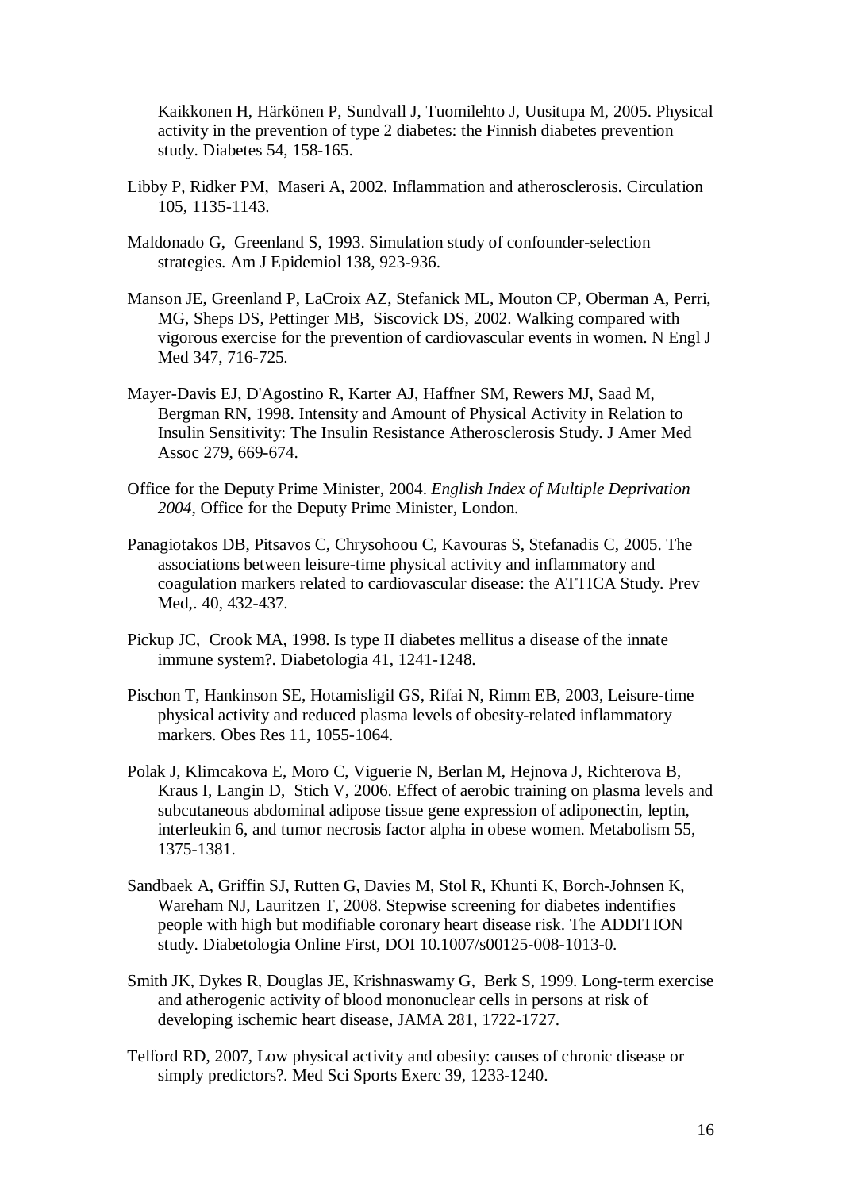Kaikkonen H, Härkönen P, Sundvall J, Tuomilehto J, Uusitupa M, 2005. Physical activity in the prevention of type 2 diabetes: the Finnish diabetes prevention study. Diabetes 54, 158-165.

Libby P, Ridker PM, Maseri A, 2002. Inflammation and atherosclerosis. Circulation 105, 1135-1143.

Maldonado G, Greenland S, 1993. Simulation study of confounder-selection strategies. Am J Epidemiol 138, 923-936.

Manson JE, Greenland P, LaCroix AZ, Stefanick ML, Mouton CP, Oberman A, Perri, MG, Sheps DS, Pettinger MB, Siscovick DS, 2002. Walking compared with vigorous exercise for the prevention of cardiovascular events in women. N Engl J Med 347, 716-725.

Mayer-Davis EJ, D'Agostino R, Karter AJ, Haffner SM, Rewers MJ, Saad M, Bergman RN, 1998. Intensity and Amount of Physical Activity in Relation to Insulin Sensitivity: The Insulin Resistance Atherosclerosis Study. J Amer Med Assoc 279, 669-674.

Office for the Deputy Prime Minister, 2004. *English Index of Multiple Deprivation 2004*, Office for the Deputy Prime Minister, London.

Panagiotakos DB, Pitsavos C, Chrysohoou C, Kavouras S, Stefanadis C, 2005. The associations between leisure-time physical activity and inflammatory and coagulation markers related to cardiovascular disease: the ATTICA Study. Prev Med,. 40, 432-437.

Pickup JC, Crook MA, 1998. Is type II diabetes mellitus a disease of the innate immune system?. Diabetologia 41, 1241-1248.

Pischon T, Hankinson SE, Hotamisligil GS, Rifai N, Rimm EB, 2003, Leisure-time physical activity and reduced plasma levels of obesity-related inflammatory markers. Obes Res 11, 1055-1064.

Polak J, Klimcakova E, Moro C, Viguerie N, Berlan M, Hejnova J, Richterova B, Kraus I, Langin D, Stich V, 2006. Effect of aerobic training on plasma levels and subcutaneous abdominal adipose tissue gene expression of adiponectin, leptin, interleukin 6, and tumor necrosis factor alpha in obese women. Metabolism 55, 1375-1381.

Sandbaek A, Griffin SJ, Rutten G, Davies M, Stol R, Khunti K, Borch-Johnsen K, Wareham NJ, Lauritzen T, 2008. Stepwise screening for diabetes indentifies people with high but modifiable coronary heart disease risk. The ADDITION study. Diabetologia Online First, DOI 10.1007/s00125-008-1013-0.

Smith JK, Dykes R, Douglas JE, Krishnaswamy G, Berk S, 1999. Long-term exercise and atherogenic activity of blood mononuclear cells in persons at risk of developing ischemic heart disease, JAMA 281, 1722-1727.

Telford RD, 2007, Low physical activity and obesity: causes of chronic disease or simply predictors?. Med Sci Sports Exerc 39, 1233-1240.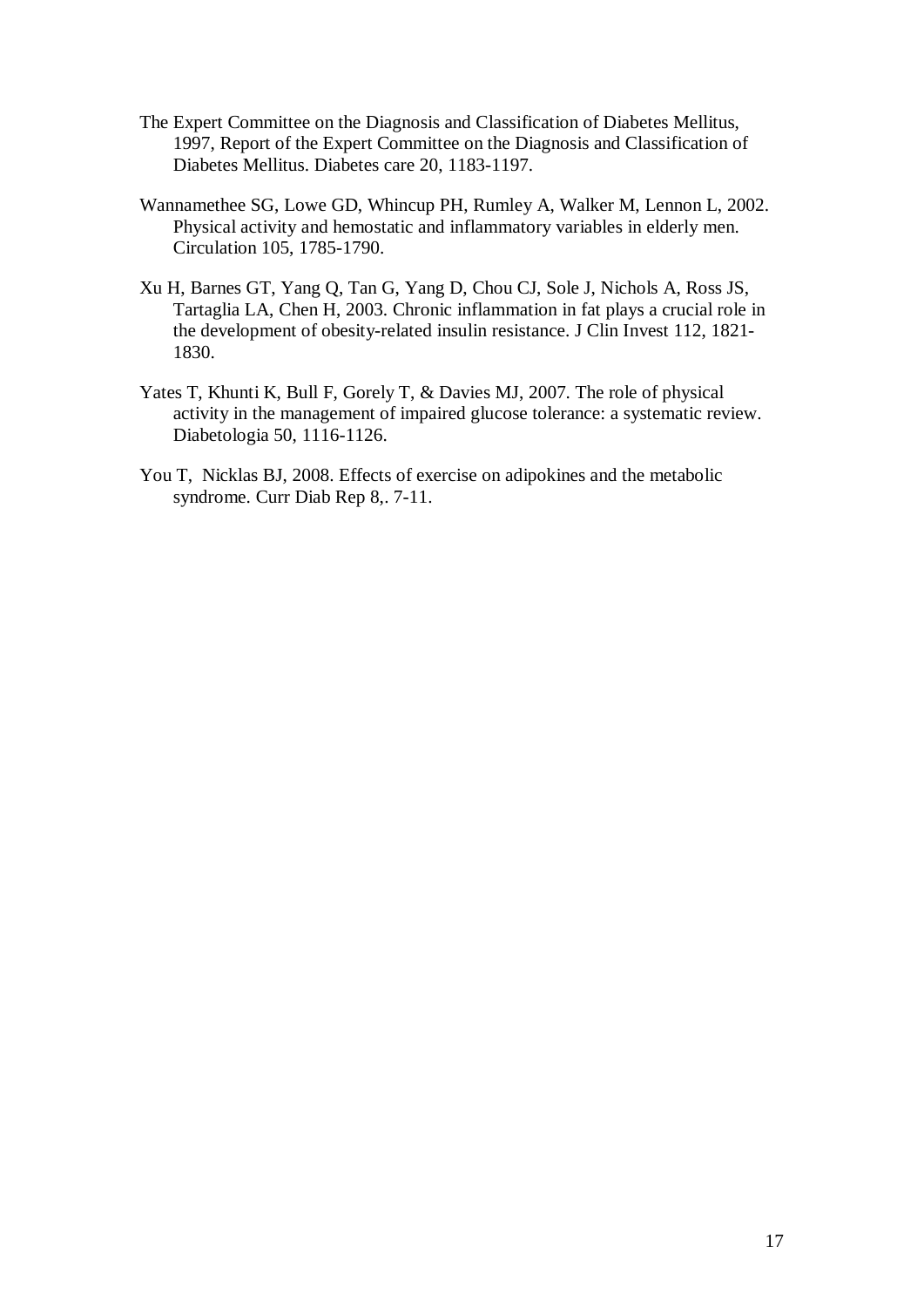The Expert Committee on the Diagnosis and Classification of Diabetes Mellitus, 1997, Report of the Expert Committee on the Diagnosis and Classification of Diabetes Mellitus. Diabetes care 20, 1183-1197.

Wannamethee SG, Lowe GD, Whincup PH, Rumley A, Walker M, Lennon L, 2002. Physical activity and hemostatic and inflammatory variables in elderly men. Circulation 105, 1785-1790.

Xu H, Barnes GT, Yang Q, Tan G, Yang D, Chou CJ, Sole J, Nichols A, Ross JS, Tartaglia LA, Chen H, 2003. Chronic inflammation in fat plays a crucial role in the development of obesity-related insulin resistance. J Clin Invest 112, 1821-1830.

Yates T, Khunti K, Bull F, Gorely T, & Davies MJ, 2007. The role of physical activity in the management of impaired glucose tolerance: a systematic review. Diabetologia 50, 1116-1126.

You T, Nicklas BJ, 2008. Effects of exercise on adipokines and the metabolic syndrome. Curr Diab Rep 8,. 7-11.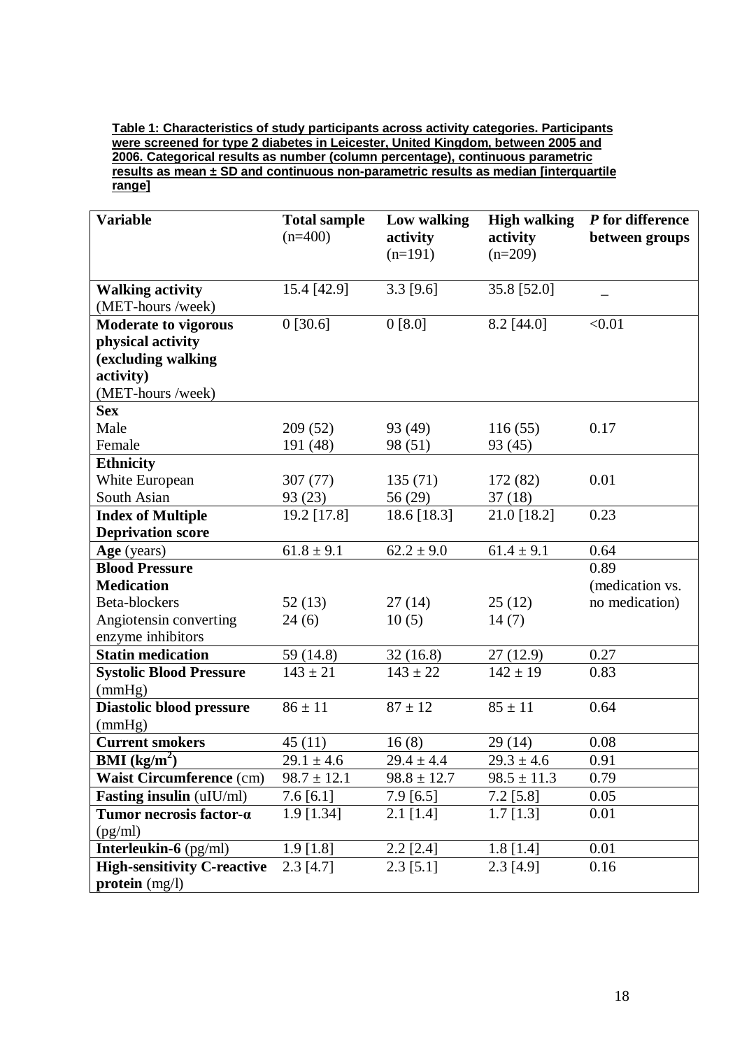**Table 1: Characteristics of study participants across activity categories. Participants were screened for type 2 diabetes in Leicester, United Kingdom, between 2005 and 2006. Categorical results as number (column percentage), continuous parametric results as mean ± SD and continuous non-parametric results as median [interquartile range]**

| Variable | Total sample (n=400) | Low walking activity (n=191) | High walking activity (n=209) | *P* for difference between groups |
|---|---|---|---|---|
| **Walking activity** (MET-hours /week) | 15.4 [42.9] | 3.3 [9.6] | 35.8 [52.0] | _ |
| **Moderate to vigorous physical activity (excluding walking activity)** (MET-hours /week) | 0 [30.6] | 0 [8.0] | 8.2 [44.0] | <0.01 |
| **Sex** | | | | |
| Male | 209 (52) | 93 (49) | 116 (55) | 0.17 |
| Female | 191 (48) | 98 (51) | 93 (45) | |
| **Ethnicity** | | | | |
| White European | 307 (77) | 135 (71) | 172 (82) | 0.01 |
| South Asian | 93 (23) | 56 (29) | 37 (18) | |
| **Index of Multiple Deprivation score** | 19.2 [17.8] | 18.6 [18.3] | 21.0 [18.2] | 0.23 |
| **Age** (years) | 61.8 ± 9.1 | 62.2 ± 9.0 | 61.4 ± 9.1 | 0.64 |
| **Blood Pressure Medication** | | | | 0.89 (medication vs. no medication) |
| Beta-blockers | 52 (13) | 27 (14) | 25 (12) | |
| Angiotensin converting enzyme inhibitors | 24 (6) | 10 (5) | 14 (7) | |
| **Statin medication** | 59 (14.8) | 32 (16.8) | 27 (12.9) | 0.27 |
| **Systolic Blood Pressure** (mmHg) | 143 ± 21 | 143 ± 22 | 142 ± 19 | 0.83 |
| **Diastolic blood pressure** (mmHg) | 86 ± 11 | 87 ± 12 | 85 ± 11 | 0.64 |
| **Current smokers** | 45 (11) | 16 (8) | 29 (14) | 0.08 |
| **BMI ($kg/m^2$)** | 29.1 ± 4.6 | 29.4 ± 4.4 | 29.3 ± 4.6 | 0.91 |
| **Waist Circumference** (cm) | 98.7 ± 12.1 | 98.8 ± 12.7 | 98.5 ± 11.3 | 0.79 |
| **Fasting insulin** (uIU/ml) | 7.6 [6.1] | 7.9 [6.5] | 7.2 [5.8] | 0.05 |
| **Tumor necrosis factor-α** (pg/ml) | 1.9 [1.34] | 2.1 [1.4] | 1.7 [1.3] | 0.01 |
| **Interleukin-6** (pg/ml) | 1.9 [1.8] | 2.2 [2.4] | 1.8 [1.4] | 0.01 |
| **High-sensitivity C-reactive protein** (mg/l) | 2.3 [4.7] | 2.3 [5.1] | 2.3 [4.9] | 0.16 |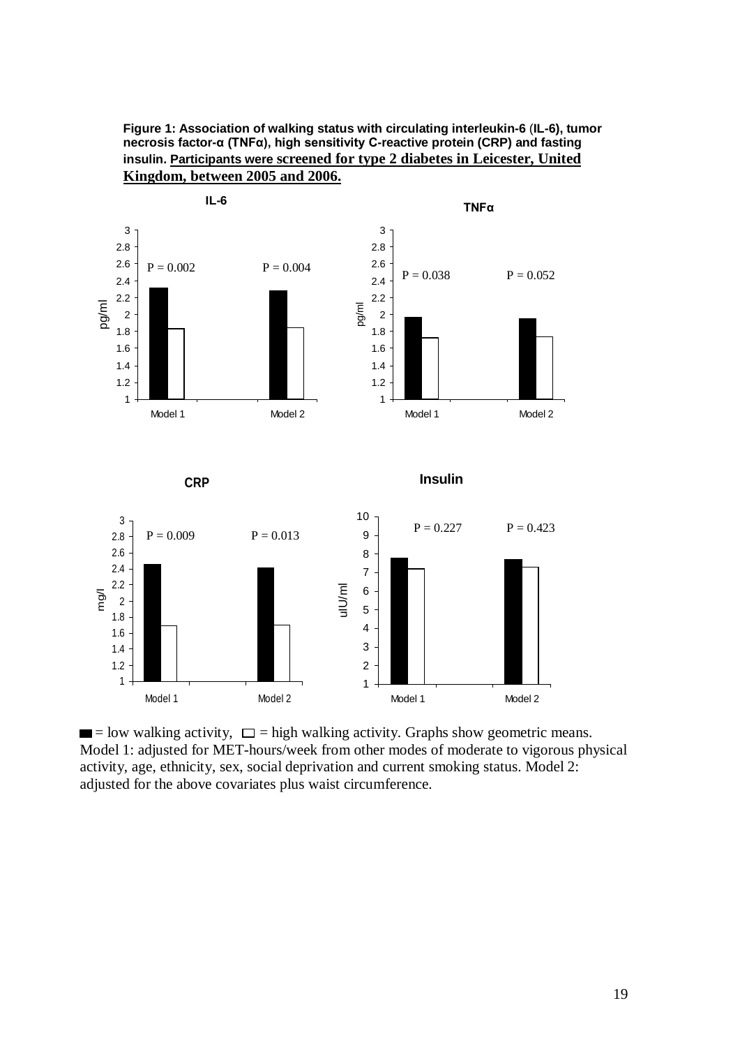**Figure 1: Association of walking status with circulating interleukin-6 (IL-6), tumor necrosis factor-α (TNFα), high sensitivity C-reactive protein (CRP) and fasting insulin. Participants were screened for type 2 diabetes in Leicester, United Kingdom, between 2005 and 2006.**

IL-6

pg/ml

3
2.8
2.6
2.4
2.2
2
1.8
1.6
1.4
1.2
1

P = 0.002
P = 0.004

Model 1
Model 2

TNFα

pg/ml

3
2.8
2.6
2.4
2.2
2
1.8
1.6
1.4
1.2
1

P = 0.038
P = 0.052

Model 1
Model 2

CRP

mg/l

3
2.8
2.6
2.4
2.2
2
1.8
1.6
1.4
1.2
1

P = 0.009
P = 0.013

Model 1
Model 2

Insulin

uIU/ml

10
9
8
7
6
5
4
3
2
1

P = 0.227
P = 0.423

Model 1
Model 2

■ = low walking activity, □ = high walking activity. Graphs show geometric means. Model 1: adjusted for MET-hours/week from other modes of moderate to vigorous physical activity, age, ethnicity, sex, social deprivation and current smoking status. Model 2: adjusted for the above covariates plus waist circumference.